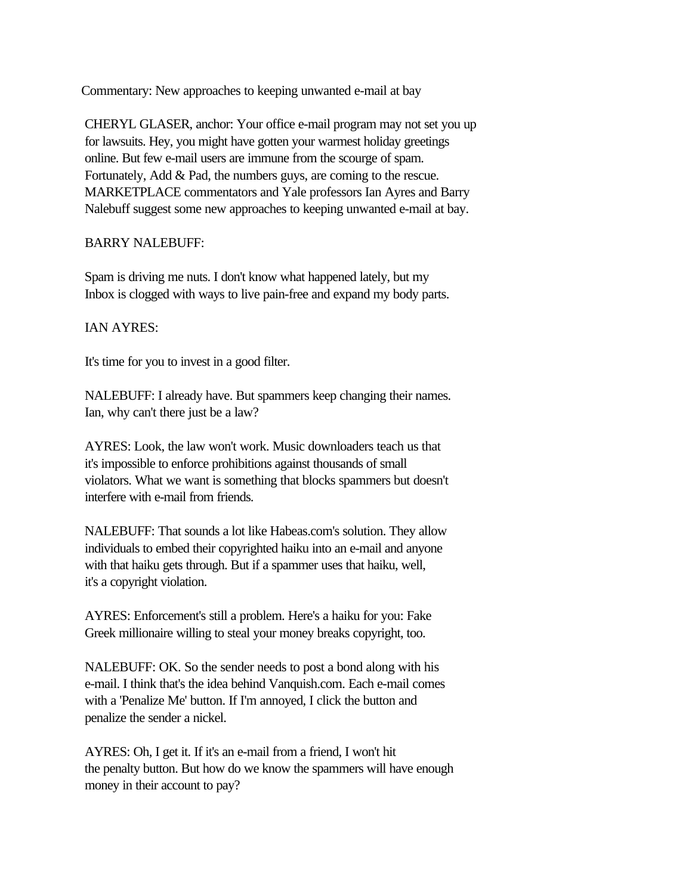# Commentary: New approaches to keeping unwanted e-mail at bay

CHERYL GLASER, anchor: Your office e-mail program may not set you up for lawsuits. Hey, you might have gotten your warmest holiday greetings online. But few e-mail users are immune from the scourge of spam. Fortunately, Add & Pad, the numbers guys, are coming to the rescue. MARKETPLACE commentators and Yale professors Ian Ayres and Barry Nalebuff suggest some new approaches to keeping unwanted e-mail at bay.

BARRY NALEBUFF:

Spam is driving me nuts. I don't know what happened lately, but my Inbox is clogged with ways to live pain-free and expand my body parts.

IAN AYRES:

It's time for you to invest in a good filter.

NALEBUFF: I already have. But spammers keep changing their names. Ian, why can't there just be a law?

AYRES: Look, the law won't work. Music downloaders teach us that it's impossible to enforce prohibitions against thousands of small violators. What we want is something that blocks spammers but doesn't interfere with e-mail from friends.

NALEBUFF: That sounds a lot like Habeas.com's solution. They allow individuals to embed their copyrighted haiku into an e-mail and anyone with that haiku gets through. But if a spammer uses that haiku, well, it's a copyright violation.

AYRES: Enforcement's still a problem. Here's a haiku for you: Fake Greek millionaire willing to steal your money breaks copyright, too.

NALEBUFF: OK. So the sender needs to post a bond along with his e-mail. I think that's the idea behind Vanquish.com. Each e-mail comes with a 'Penalize Me' button. If I'm annoyed, I click the button and penalize the sender a nickel.

AYRES: Oh, I get it. If it's an e-mail from a friend, I won't hit the penalty button. But how do we know the spammers will have enough money in their account to pay?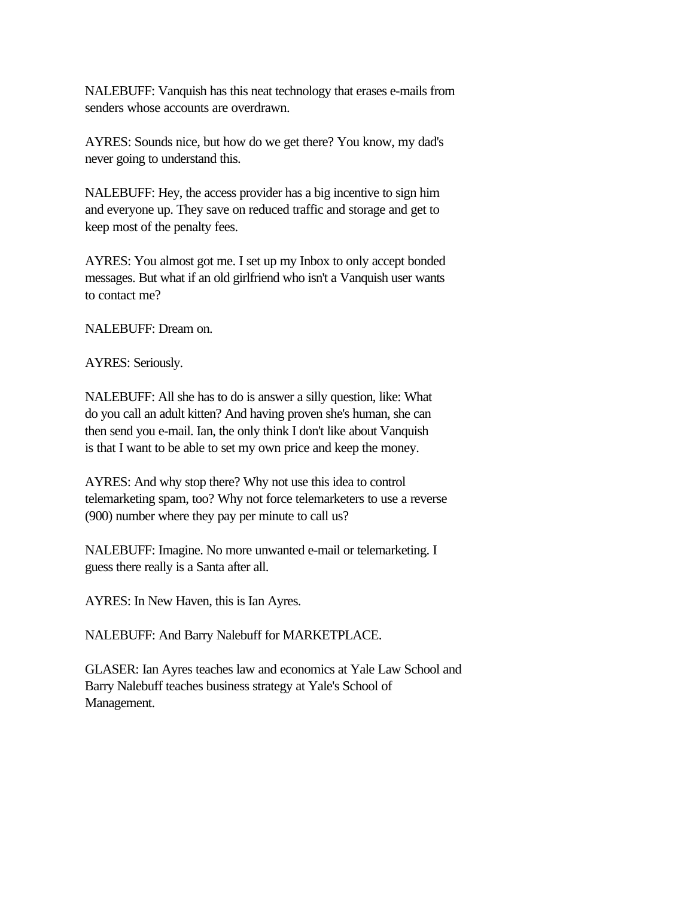NALEBUFF: Vanquish has this neat technology that erases e-mails from senders whose accounts are overdrawn.

AYRES: Sounds nice, but how do we get there? You know, my dad's never going to understand this.

NALEBUFF: Hey, the access provider has a big incentive to sign him and everyone up. They save on reduced traffic and storage and get to keep most of the penalty fees.

AYRES: You almost got me. I set up my Inbox to only accept bonded messages. But what if an old girlfriend who isn't a Vanquish user wants to contact me?

NALEBUFF: Dream on.

AYRES: Seriously.

NALEBUFF: All she has to do is answer a silly question, like: What do you call an adult kitten? And having proven she's human, she can then send you e-mail. Ian, the only think I don't like about Vanquish is that I want to be able to set my own price and keep the money.

AYRES: And why stop there? Why not use this idea to control telemarketing spam, too? Why not force telemarketers to use a reverse (900) number where they pay per minute to call us?

NALEBUFF: Imagine. No more unwanted e-mail or telemarketing. I guess there really is a Santa after all.

AYRES: In New Haven, this is Ian Ayres.

NALEBUFF: And Barry Nalebuff for MARKETPLACE.

GLASER: Ian Ayres teaches law and economics at Yale Law School and Barry Nalebuff teaches business strategy at Yale's School of Management.